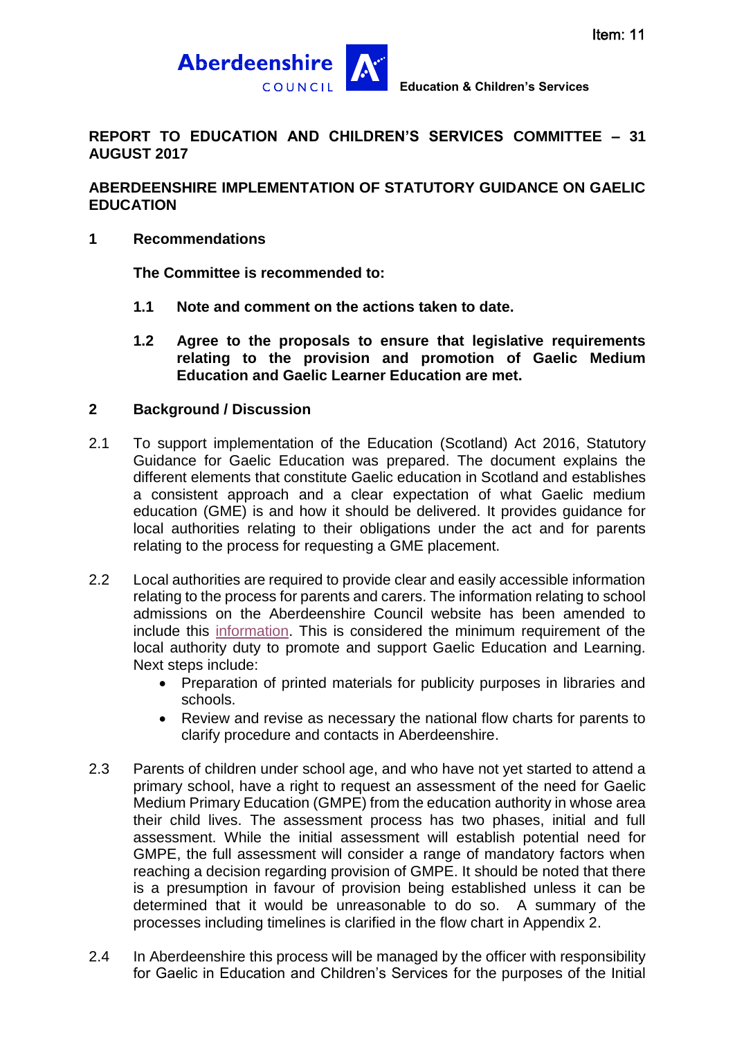Item: 11

Aberdeenshire COUNCIL Education & Children's Services

**REPORT TO EDUCATION AND CHILDREN'S SERVICES COMMITTEE – 31 AUGUST 2017**

**ABERDEENSHIRE IMPLEMENTATION OF STATUTORY GUIDANCE ON GAELIC EDUCATION**

## 1 Recommendations

**The Committee is recommended to:**

**1.1 Note and comment on the actions taken to date.**

**1.2 Agree to the proposals to ensure that legislative requirements relating to the provision and promotion of Gaelic Medium Education and Gaelic Learner Education are met.**

## 2 Background / Discussion

2.1 To support implementation of the Education (Scotland) Act 2016, Statutory Guidance for Gaelic Education was prepared. The document explains the different elements that constitute Gaelic education in Scotland and establishes a consistent approach and a clear expectation of what Gaelic medium education (GME) is and how it should be delivered. It provides guidance for local authorities relating to their obligations under the act and for parents relating to the process for requesting a GME placement.

2.2 Local authorities are required to provide clear and easily accessible information relating to the process for parents and carers. The information relating to school admissions on the Aberdeenshire Council website has been amended to include this information. This is considered the minimum requirement of the local authority duty to promote and support Gaelic Education and Learning. Next steps include:

- Preparation of printed materials for publicity purposes in libraries and schools.
- Review and revise as necessary the national flow charts for parents to clarify procedure and contacts in Aberdeenshire.

2.3 Parents of children under school age, and who have not yet started to attend a primary school, have a right to request an assessment of the need for Gaelic Medium Primary Education (GMPE) from the education authority in whose area their child lives. The assessment process has two phases, initial and full assessment. While the initial assessment will establish potential need for GMPE, the full assessment will consider a range of mandatory factors when reaching a decision regarding provision of GMPE. It should be noted that there is a presumption in favour of provision being established unless it can be determined that it would be unreasonable to do so. A summary of the processes including timelines is clarified in the flow chart in Appendix 2.

2.4 In Aberdeenshire this process will be managed by the officer with responsibility for Gaelic in Education and Children's Services for the purposes of the Initial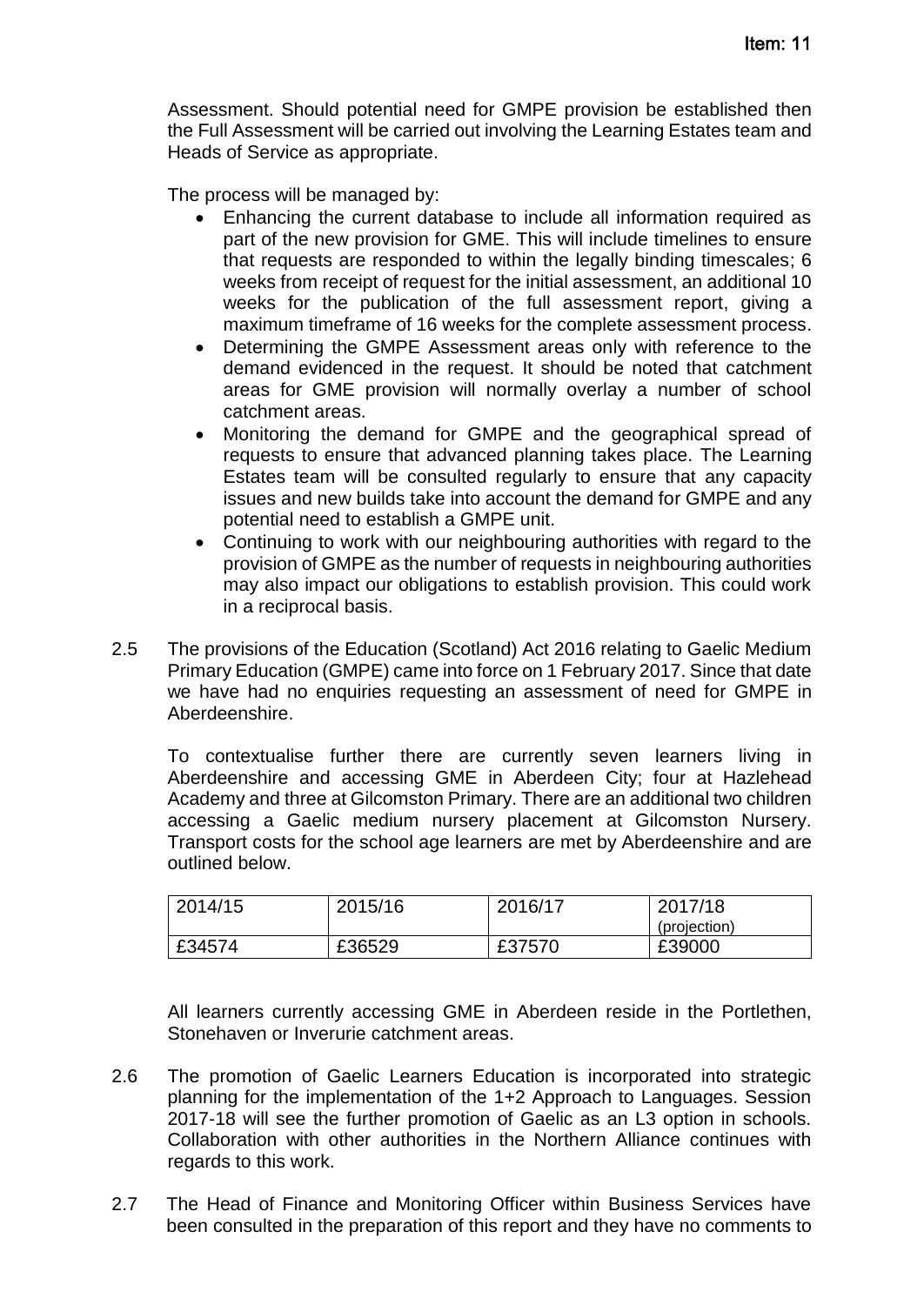Assessment. Should potential need for GMPE provision be established then the Full Assessment will be carried out involving the Learning Estates team and Heads of Service as appropriate.

The process will be managed by:

- Enhancing the current database to include all information required as part of the new provision for GME. This will include timelines to ensure that requests are responded to within the legally binding timescales; 6 weeks from receipt of request for the initial assessment, an additional 10 weeks for the publication of the full assessment report, giving a maximum timeframe of 16 weeks for the complete assessment process.
- Determining the GMPE Assessment areas only with reference to the demand evidenced in the request. It should be noted that catchment areas for GME provision will normally overlay a number of school catchment areas.
- Monitoring the demand for GMPE and the geographical spread of requests to ensure that advanced planning takes place. The Learning Estates team will be consulted regularly to ensure that any capacity issues and new builds take into account the demand for GMPE and any potential need to establish a GMPE unit.
- Continuing to work with our neighbouring authorities with regard to the provision of GMPE as the number of requests in neighbouring authorities may also impact our obligations to establish provision. This could work in a reciprocal basis.

2.5 The provisions of the Education (Scotland) Act 2016 relating to Gaelic Medium Primary Education (GMPE) came into force on 1 February 2017. Since that date we have had no enquiries requesting an assessment of need for GMPE in Aberdeenshire.

To contextualise further there are currently seven learners living in Aberdeenshire and accessing GME in Aberdeen City; four at Hazlehead Academy and three at Gilcomston Primary. There are an additional two children accessing a Gaelic medium nursery placement at Gilcomston Nursery. Transport costs for the school age learners are met by Aberdeenshire and are outlined below.

| 2014/15 | 2015/16 | 2016/17 | 2017/18 (projection) |
|---|---|---|---|
| £34574 | £36529 | £37570 | £39000 |

All learners currently accessing GME in Aberdeen reside in the Portlethen, Stonehaven or Inverurie catchment areas.

2.6 The promotion of Gaelic Learners Education is incorporated into strategic planning for the implementation of the 1+2 Approach to Languages. Session 2017-18 will see the further promotion of Gaelic as an L3 option in schools. Collaboration with other authorities in the Northern Alliance continues with regards to this work.

2.7 The Head of Finance and Monitoring Officer within Business Services have been consulted in the preparation of this report and they have no comments to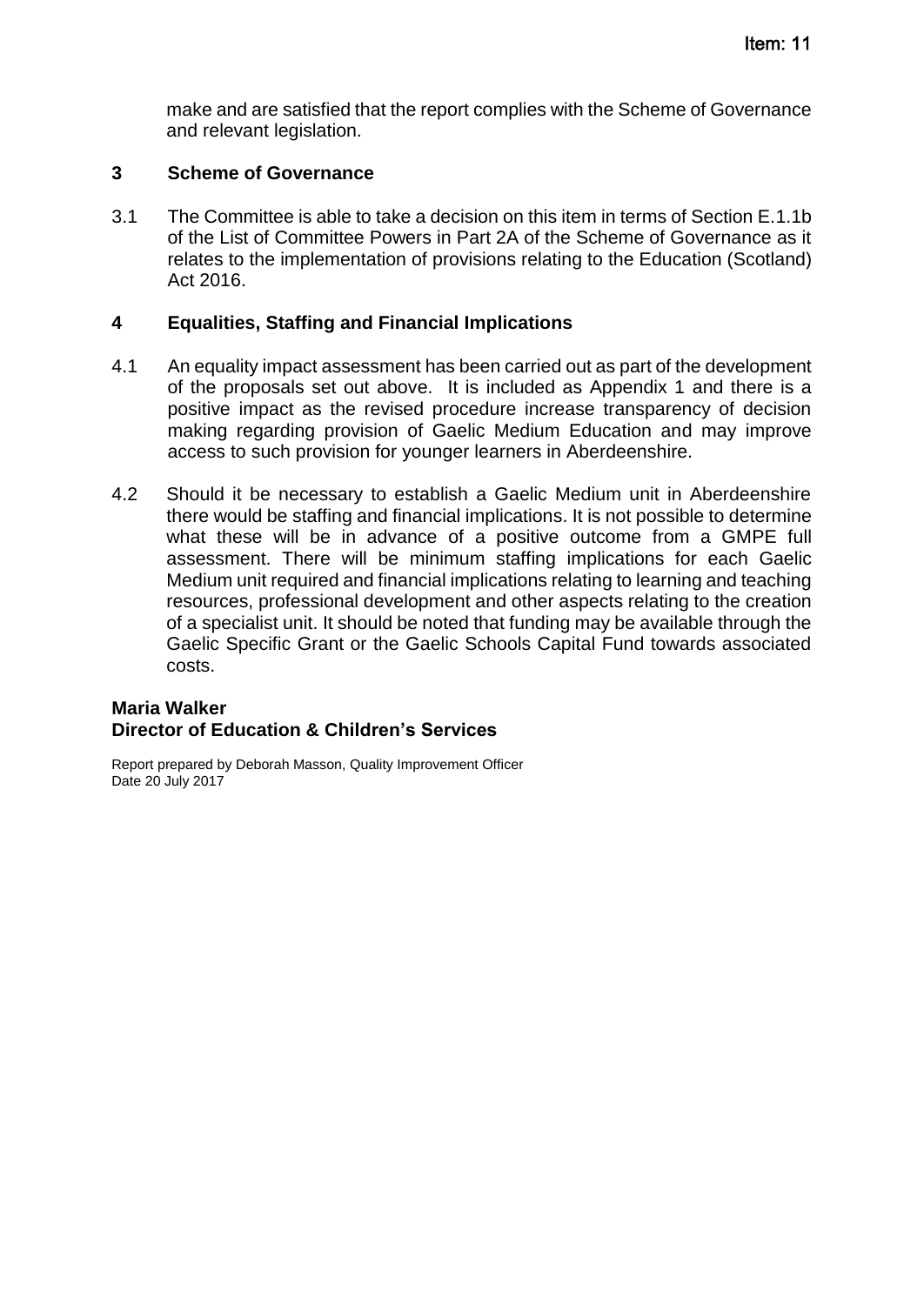make and are satisfied that the report complies with the Scheme of Governance and relevant legislation.

## 3 Scheme of Governance

3.1 The Committee is able to take a decision on this item in terms of Section E.1.1b of the List of Committee Powers in Part 2A of the Scheme of Governance as it relates to the implementation of provisions relating to the Education (Scotland) Act 2016.

## 4 Equalities, Staffing and Financial Implications

4.1 An equality impact assessment has been carried out as part of the development of the proposals set out above. It is included as Appendix 1 and there is a positive impact as the revised procedure increase transparency of decision making regarding provision of Gaelic Medium Education and may improve access to such provision for younger learners in Aberdeenshire.

4.2 Should it be necessary to establish a Gaelic Medium unit in Aberdeenshire there would be staffing and financial implications. It is not possible to determine what these will be in advance of a positive outcome from a GMPE full assessment. There will be minimum staffing implications for each Gaelic Medium unit required and financial implications relating to learning and teaching resources, professional development and other aspects relating to the creation of a specialist unit. It should be noted that funding may be available through the Gaelic Specific Grant or the Gaelic Schools Capital Fund towards associated costs.

**Maria Walker**
**Director of Education & Children's Services**

Report prepared by Deborah Masson, Quality Improvement Officer
Date 20 July 2017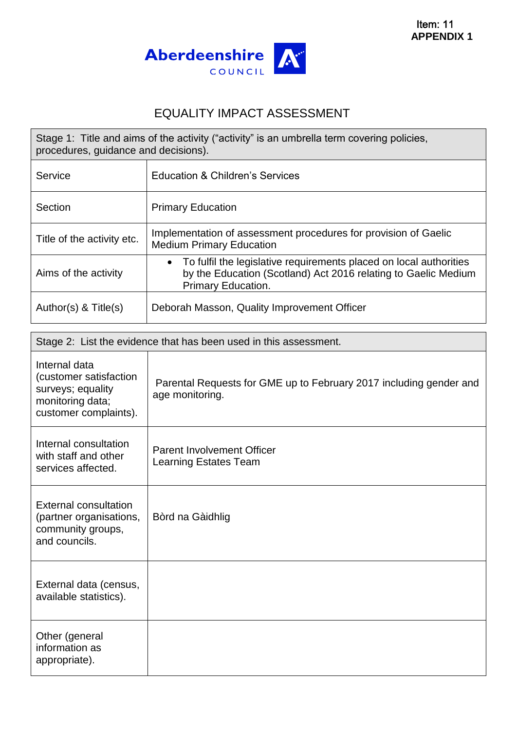Item: 11
**APPENDIX 1**

Aberdeenshire COUNCIL

# EQUALITY IMPACT ASSESSMENT

| Stage 1: Title and aims of the activity ("activity" is an umbrella term covering policies, procedures, guidance and decisions). | |
|---|---|
| Service | Education & Children's Services |
| Section | Primary Education |
| Title of the activity etc. | Implementation of assessment procedures for provision of Gaelic Medium Primary Education |
| Aims of the activity | • To fulfil the legislative requirements placed on local authorities by the Education (Scotland) Act 2016 relating to Gaelic Medium Primary Education. |
| Author(s) & Title(s) | Deborah Masson, Quality Improvement Officer |

| Stage 2: List the evidence that has been used in this assessment. | |
|---|---|
| Internal data (customer satisfaction surveys; equality monitoring data; customer complaints). | Parental Requests for GME up to February 2017 including gender and age monitoring. |
| Internal consultation with staff and other services affected. | Parent Involvement Officer<br>Learning Estates Team |
| External consultation (partner organisations, community groups, and councils. | Bòrd na Gàidhlig |
| External data (census, available statistics). | |
| Other (general information as appropriate). | |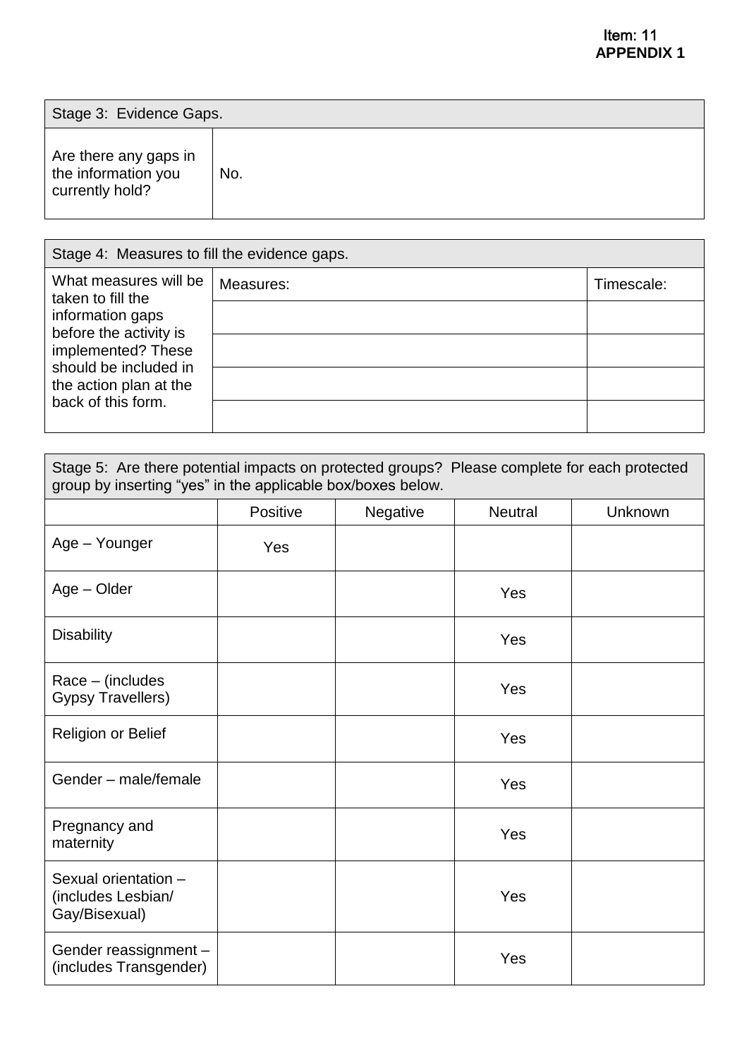Item: 11
**APPENDIX 1**

| Stage 3: Evidence Gaps. | |
|---|---|
| Are there any gaps in the information you currently hold? | No. |

| Stage 4: Measures to fill the evidence gaps. | | |
|---|---|---|
| What measures will be taken to fill the information gaps before the activity is implemented? These should be included in the action plan at the back of this form. | Measures: | Timescale: |
| | | |
| | | |
| | | |
| | | |

Stage 5: Are there potential impacts on protected groups? Please complete for each protected group by inserting "yes" in the applicable box/boxes below.

| | Positive | Negative | Neutral | Unknown |
|---|---|---|---|---|
| Age – Younger | Yes | | | |
| Age – Older | | | Yes | |
| Disability | | | Yes | |
| Race – (includes Gypsy Travellers) | | | Yes | |
| Religion or Belief | | | Yes | |
| Gender – male/female | | | Yes | |
| Pregnancy and maternity | | | Yes | |
| Sexual orientation – (includes Lesbian/ Gay/Bisexual) | | | Yes | |
| Gender reassignment – (includes Transgender) | | | Yes | |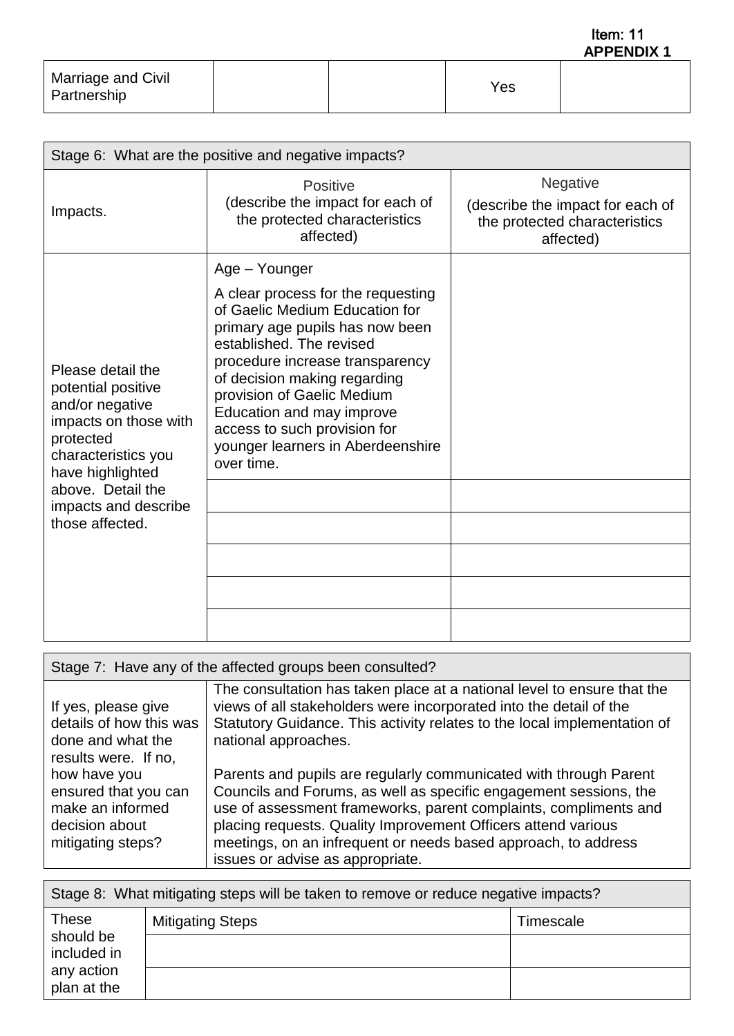Item: 11
**APPENDIX 1**

| Marriage and Civil Partnership | | | Yes | |
|---|---|---|---|---|

| Stage 6: What are the positive and negative impacts? | | |
|---|---|---|
| Impacts. | Positive (describe the impact for each of the protected characteristics affected) | Negative (describe the impact for each of the protected characteristics affected) |
| Please detail the potential positive and/or negative impacts on those with protected characteristics you have highlighted above. Detail the impacts and describe those affected. | Age – Younger<br><br>A clear process for the requesting of Gaelic Medium Education for primary age pupils has now been established. The revised procedure increase transparency of decision making regarding provision of Gaelic Medium Education and may improve access to such provision for younger learners in Aberdeenshire over time. | |
| | | |
| | | |
| | | |
| | | |
| | | |

| Stage 7: Have any of the affected groups been consulted? | |
|---|---|
| If yes, please give details of how this was done and what the results were. If no, how have you ensured that you can make an informed decision about mitigating steps? | The consultation has taken place at a national level to ensure that the views of all stakeholders were incorporated into the detail of the Statutory Guidance. This activity relates to the local implementation of national approaches.<br><br>Parents and pupils are regularly communicated with through Parent Councils and Forums, as well as specific engagement sessions, the use of assessment frameworks, parent complaints, compliments and placing requests. Quality Improvement Officers attend various meetings, on an infrequent or needs based approach, to address issues or advise as appropriate. |

| Stage 8: What mitigating steps will be taken to remove or reduce negative impacts? | | |
|---|---|---|
| These should be included in any action plan at the | Mitigating Steps | Timescale |
| | | |
| | | |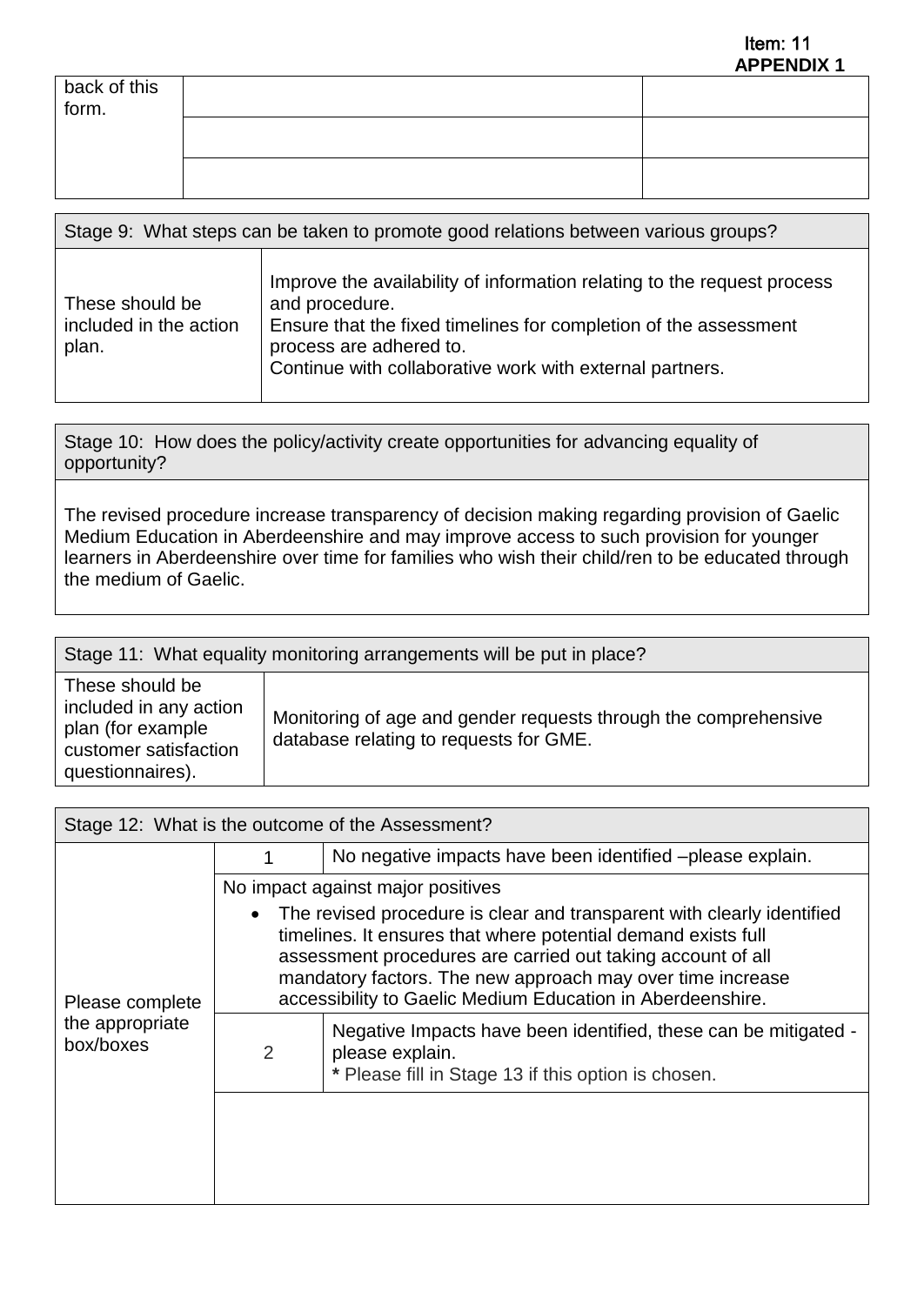| back of this form. | | |
|---|---|---|
| | | |
| | | |

| Stage 9: What steps can be taken to promote good relations between various groups? | |
|---|---|
| These should be included in the action plan. | Improve the availability of information relating to the request process and procedure.<br>Ensure that the fixed timelines for completion of the assessment process are adhered to.<br>Continue with collaborative work with external partners. |

| Stage 10: How does the policy/activity create opportunities for advancing equality of opportunity? |
|---|
| The revised procedure increase transparency of decision making regarding provision of Gaelic Medium Education in Aberdeenshire and may improve access to such provision for younger learners in Aberdeenshire over time for families who wish their child/ren to be educated through the medium of Gaelic. |

| Stage 11: What equality monitoring arrangements will be put in place? | |
|---|---|
| These should be included in any action plan (for example customer satisfaction questionnaires). | Monitoring of age and gender requests through the comprehensive database relating to requests for GME. |

| Stage 12: What is the outcome of the Assessment? | | |
|---|---|---|
| Please complete the appropriate box/boxes | 1 | No negative impacts have been identified –please explain. |
| | No impact against major positives<br>• The revised procedure is clear and transparent with clearly identified timelines. It ensures that where potential demand exists full assessment procedures are carried out taking account of all mandatory factors. The new approach may over time increase accessibility to Gaelic Medium Education in Aberdeenshire. | |
| | 2 | Negative Impacts have been identified, these can be mitigated - please explain.<br>* Please fill in Stage 13 if this option is chosen. |
| | | |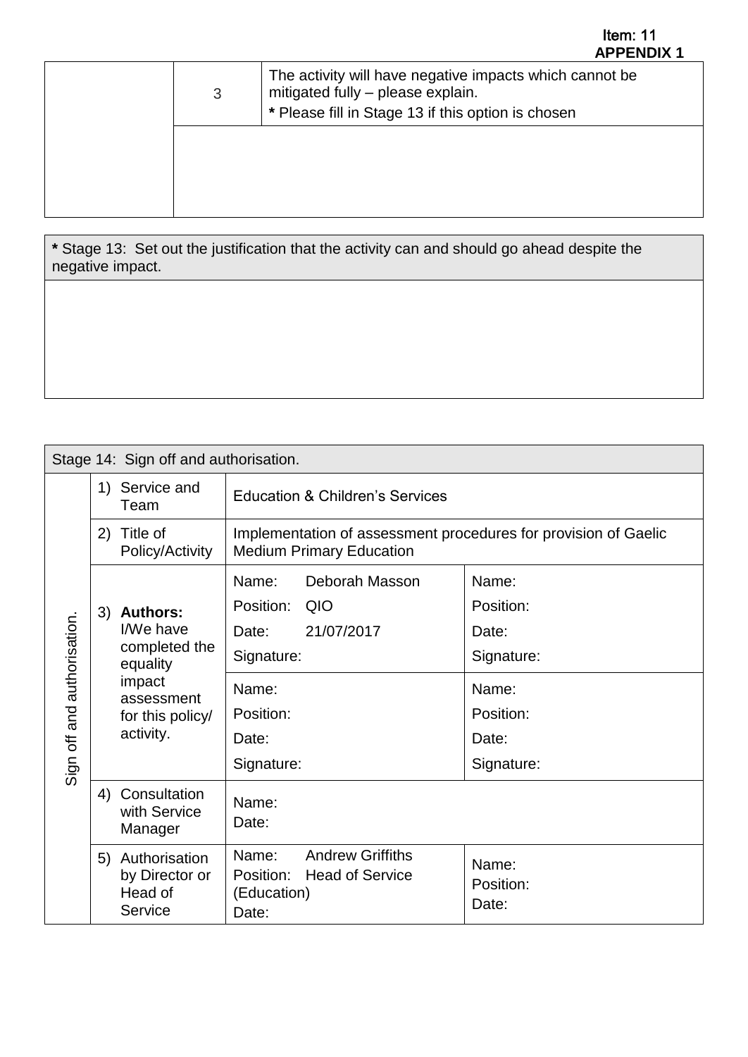Item: 11
**APPENDIX 1**

| | | |
|---|---|---|
| | 3 | The activity will have negative impacts which cannot be mitigated fully – please explain.<br>**\*** Please fill in Stage 13 if this option is chosen |
| | | |

| **\*** Stage 13: Set out the justification that the activity can and should go ahead despite the negative impact. |
|---|
| |

| Stage 14: Sign off and authorisation. | | | |
|---|---|---|---|
| Sign off and authorisation. | 1) Service and Team | Education & Children's Services | |
| | 2) Title of Policy/Activity | Implementation of assessment procedures for provision of Gaelic Medium Primary Education | |
| | 3) **Authors:** I/We have completed the equality impact assessment for this policy/ activity. | Name: Deborah Masson<br>Position: QIO<br>Date: 21/07/2017<br>Signature: | Name:<br>Position:<br>Date:<br>Signature: |
| | | Name:<br>Position:<br>Date:<br>Signature: | Name:<br>Position:<br>Date:<br>Signature: |
| | 4) Consultation with Service Manager | Name:<br>Date: | |
| | 5) Authorisation by Director or Head of Service | Name: Andrew Griffiths<br>Position: Head of Service (Education)<br>Date: | Name:<br>Position:<br>Date: |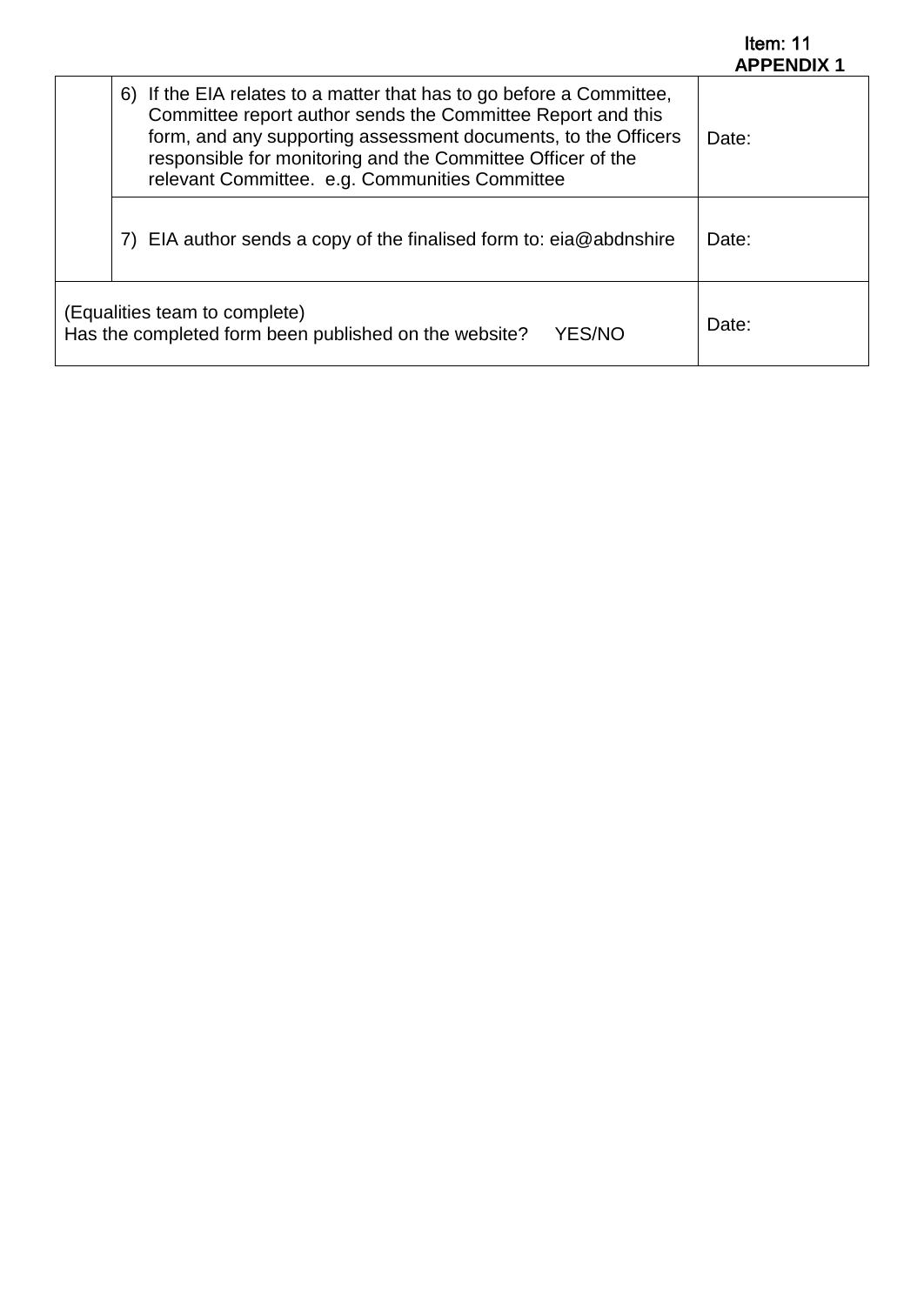Item: 11
**APPENDIX 1**

| | | |
|---|---|---|
| | 6) If the EIA relates to a matter that has to go before a Committee, Committee report author sends the Committee Report and this form, and any supporting assessment documents, to the Officers responsible for monitoring and the Committee Officer of the relevant Committee. e.g. Communities Committee | Date: |
| | 7) EIA author sends a copy of the finalised form to: eia@abdnshire | Date: |
| (Equalities team to complete) Has the completed form been published on the website? YES/NO | | Date: |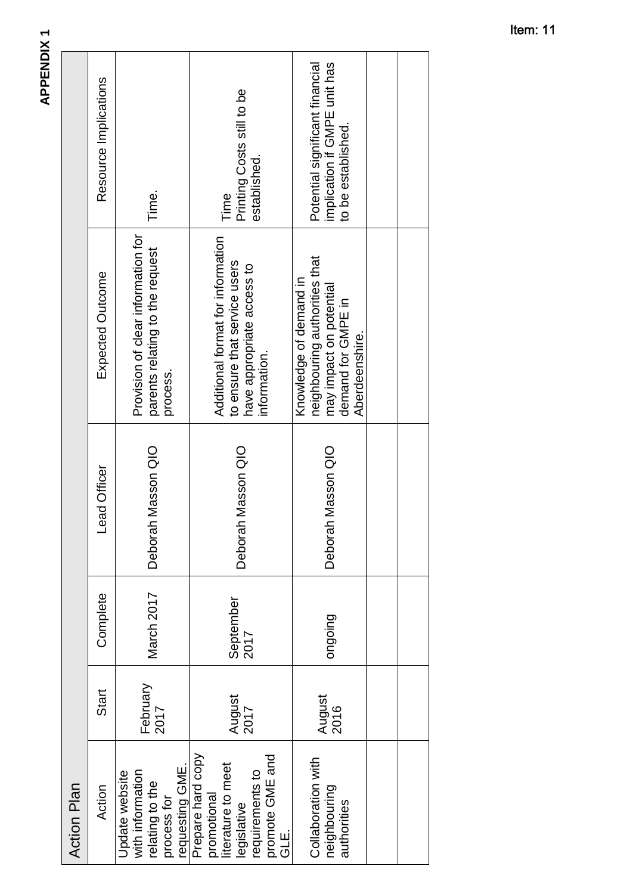**APPENDIX 1**

Item: 11

## Action Plan

| Action | Start | Complete | Lead Officer | Expected Outcome | Resource Implications |
|---|---|---|---|---|---|
| Update website with information relating to the process for requesting GME. | February 2017 | March 2017 | Deborah Masson QIO | Provision of clear information for parents relating to the request process. | Time. |
| Prepare hard copy promotional literature to meet legislative requirements to promote GME and GLE. | August 2017 | September 2017 | Deborah Masson QIO | Additional format for information to ensure that service users have appropriate access to information. | Time<br>Printing Costs still to be established. |
| Collaboration with neighbouring authorities | August 2016 | ongoing | Deborah Masson QIO | Knowledge of demand in neighbouring authorities that may impact on potential demand for GMPE in Aberdeenshire. | Potential significant financial implication if GMPE unit has to be established. |
| | | | | | |
| | | | | | |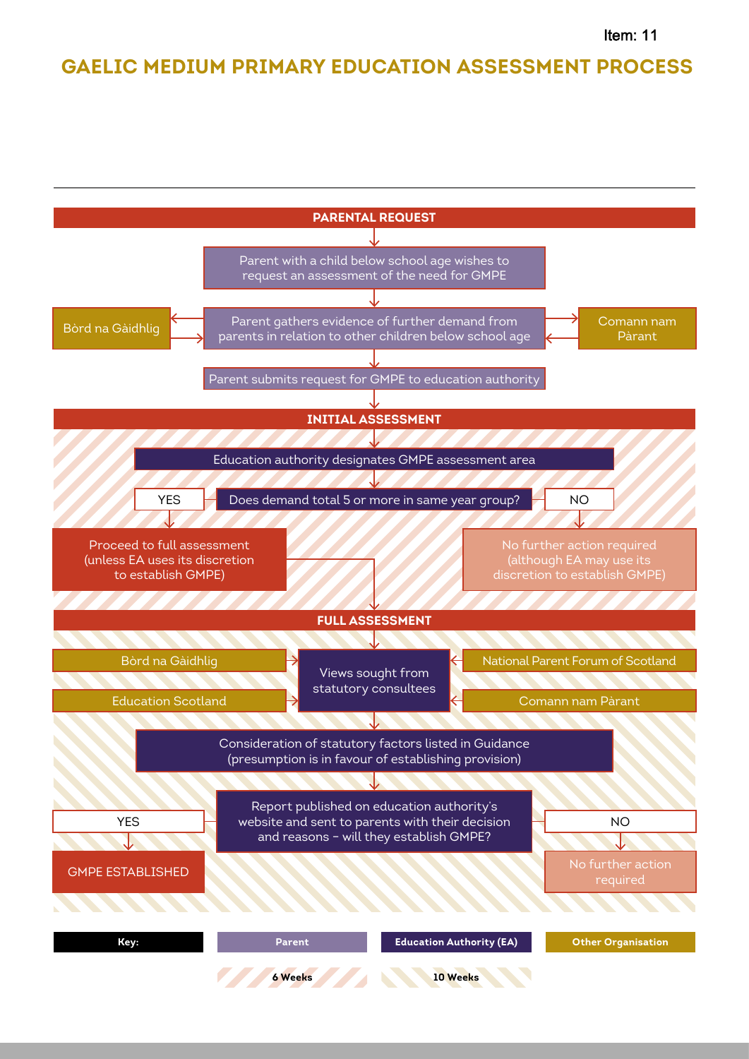Item: 11

# GAELIC MEDIUM PRIMARY EDUCATION ASSESSMENT PROCESS

## PARENTAL REQUEST

Parent with a child below school age wishes to request an assessment of the need for GMPE

Bòrd na Gàidhlig

Parent gathers evidence of further demand from parents in relation to other children below school age

Comann nam Pàrant

Parent submits request for GMPE to education authority

## INITIAL ASSESSMENT

Education authority designates GMPE assessment area

Does demand total 5 or more in same year group?

YES

Proceed to full assessment (unless EA uses its discretion to establish GMPE)

NO

No further action required (although EA may use its discretion to establish GMPE)

## FULL ASSESSMENT

Bòrd na Gàidhlig

Education Scotland

Views sought from statutory consultees

National Parent Forum of Scotland

Comann nam Pàrant

Consideration of statutory factors listed in Guidance (presumption is in favour of establishing provision)

Report published on education authority's website and sent to parents with their decision and reasons – will they establish GMPE?

YES

GMPE ESTABLISHED

NO

No further action required

**Key:** Parent | Education Authority (EA) | Other Organisation

6 Weeks

10 Weeks